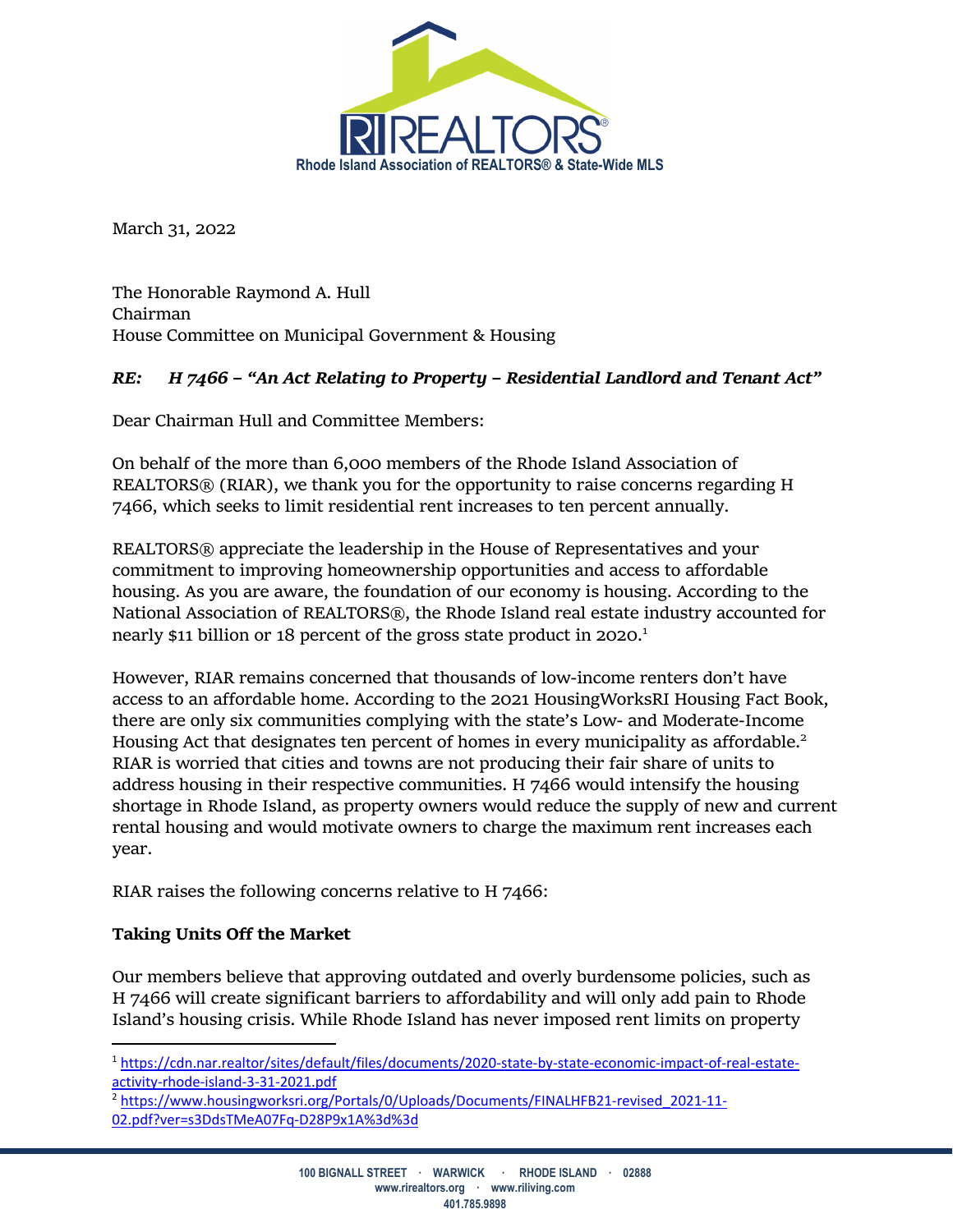RIREALTORS®
Rhode Island Association of REALTORS® & State-Wide MLS

March 31, 2022

The Honorable Raymond A. Hull
Chairman
House Committee on Municipal Government & Housing

***RE: H 7466 – "An Act Relating to Property – Residential Landlord and Tenant Act"***

Dear Chairman Hull and Committee Members:

On behalf of the more than 6,000 members of the Rhode Island Association of REALTORS® (RIAR), we thank you for the opportunity to raise concerns regarding H 7466, which seeks to limit residential rent increases to ten percent annually.

REALTORS® appreciate the leadership in the House of Representatives and your commitment to improving homeownership opportunities and access to affordable housing. As you are aware, the foundation of our economy is housing. According to the National Association of REALTORS®, the Rhode Island real estate industry accounted for nearly $11 billion or 18 percent of the gross state product in 2020.[1]

However, RIAR remains concerned that thousands of low-income renters don't have access to an affordable home. According to the 2021 HousingWorksRI Housing Fact Book, there are only six communities complying with the state's Low- and Moderate-Income Housing Act that designates ten percent of homes in every municipality as affordable.[2] RIAR is worried that cities and towns are not producing their fair share of units to address housing in their respective communities. H 7466 would intensify the housing shortage in Rhode Island, as property owners would reduce the supply of new and current rental housing and would motivate owners to charge the maximum rent increases each year.

RIAR raises the following concerns relative to H 7466:

**Taking Units Off the Market**

Our members believe that approving outdated and overly burdensome policies, such as H 7466 will create significant barriers to affordability and will only add pain to Rhode Island's housing crisis. While Rhode Island has never imposed rent limits on property

[1] https://cdn.nar.realtor/sites/default/files/documents/2020-state-by-state-economic-impact-of-real-estate-activity-rhode-island-3-31-2021.pdf
[2] https://www.housingworksri.org/Portals/0/Uploads/Documents/FINALHFB21-revised_2021-11-02.pdf?ver=s3DdsTMeA07Fq-D28P9x1A%3d%3d

100 BIGNALL STREET · WARWICK · RHODE ISLAND · 02888
www.rirealtors.org · www.riliving.com
401.785.9898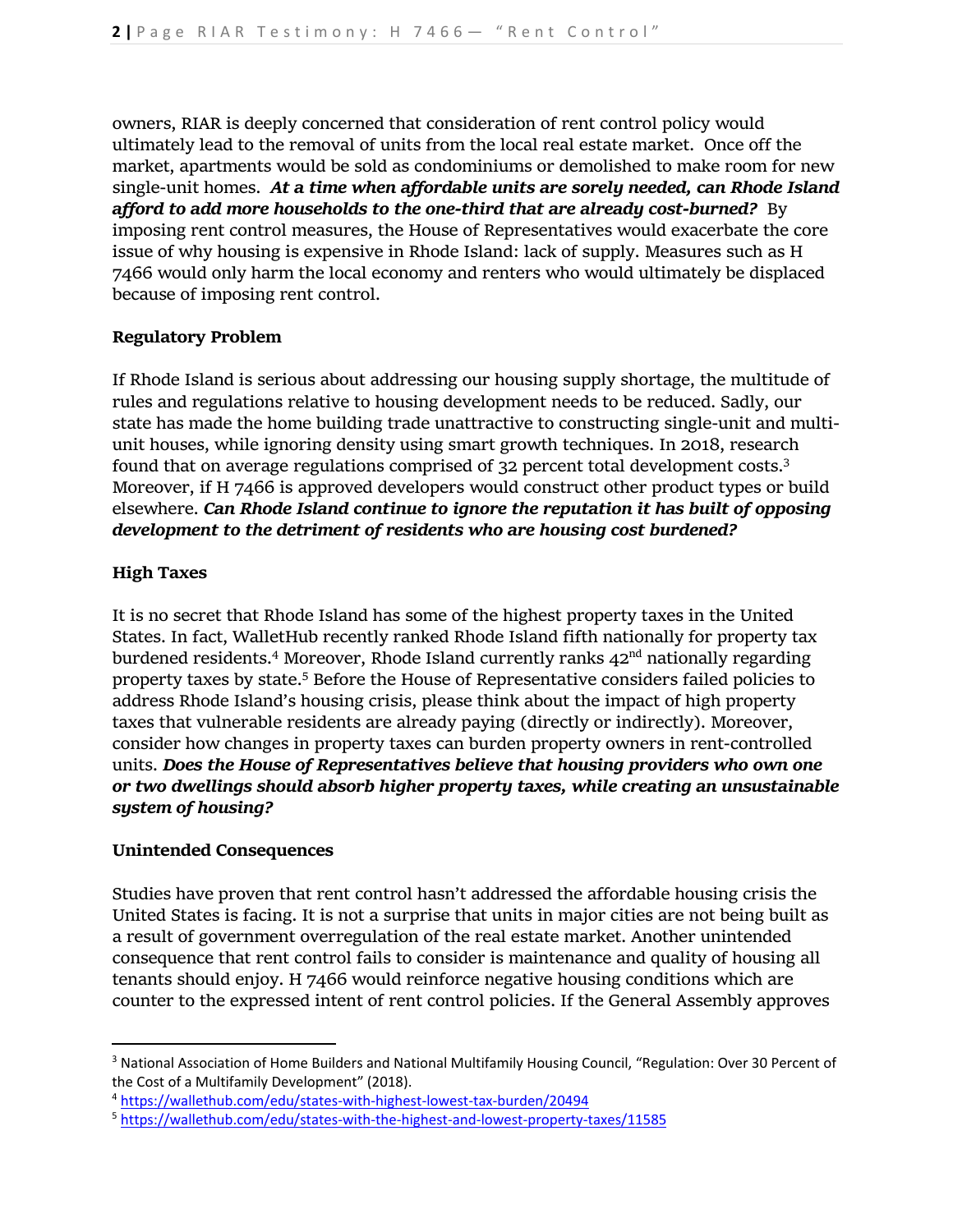owners, RIAR is deeply concerned that consideration of rent control policy would ultimately lead to the removal of units from the local real estate market. Once off the market, apartments would be sold as condominiums or demolished to make room for new single-unit homes. ***At a time when affordable units are sorely needed, can Rhode Island afford to add more households to the one-third that are already cost-burned?*** By imposing rent control measures, the House of Representatives would exacerbate the core issue of why housing is expensive in Rhode Island: lack of supply. Measures such as H 7466 would only harm the local economy and renters who would ultimately be displaced because of imposing rent control.

**Regulatory Problem**

If Rhode Island is serious about addressing our housing supply shortage, the multitude of rules and regulations relative to housing development needs to be reduced. Sadly, our state has made the home building trade unattractive to constructing single-unit and multi-unit houses, while ignoring density using smart growth techniques. In 2018, research found that on average regulations comprised of 32 percent total development costs.[3] Moreover, if H 7466 is approved developers would construct other product types or build elsewhere. ***Can Rhode Island continue to ignore the reputation it has built of opposing development to the detriment of residents who are housing cost burdened?***

**High Taxes**

It is no secret that Rhode Island has some of the highest property taxes in the United States. In fact, WalletHub recently ranked Rhode Island fifth nationally for property tax burdened residents.[4] Moreover, Rhode Island currently ranks 42nd nationally regarding property taxes by state.[5] Before the House of Representative considers failed policies to address Rhode Island's housing crisis, please think about the impact of high property taxes that vulnerable residents are already paying (directly or indirectly). Moreover, consider how changes in property taxes can burden property owners in rent-controlled units. ***Does the House of Representatives believe that housing providers who own one or two dwellings should absorb higher property taxes, while creating an unsustainable system of housing?***

**Unintended Consequences**

Studies have proven that rent control hasn't addressed the affordable housing crisis the United States is facing. It is not a surprise that units in major cities are not being built as a result of government overregulation of the real estate market. Another unintended consequence that rent control fails to consider is maintenance and quality of housing all tenants should enjoy. H 7466 would reinforce negative housing conditions which are counter to the expressed intent of rent control policies. If the General Assembly approves

---

[3] National Association of Home Builders and National Multifamily Housing Council, "Regulation: Over 30 Percent of the Cost of a Multifamily Development" (2018).

[4] https://wallethub.com/edu/states-with-highest-lowest-tax-burden/20494

[5] https://wallethub.com/edu/states-with-the-highest-and-lowest-property-taxes/11585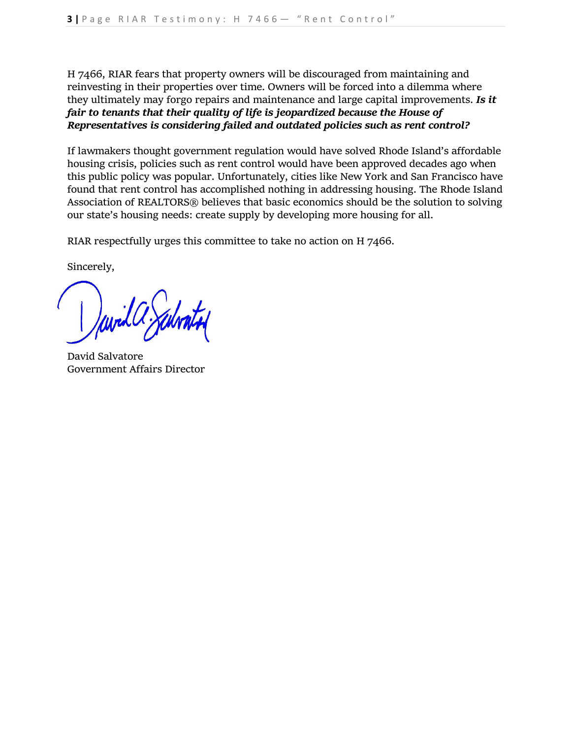H 7466, RIAR fears that property owners will be discouraged from maintaining and reinvesting in their properties over time. Owners will be forced into a dilemma where they ultimately may forgo repairs and maintenance and large capital improvements. ***Is it fair to tenants that their quality of life is jeopardized because the House of Representatives is considering failed and outdated policies such as rent control?***

If lawmakers thought government regulation would have solved Rhode Island's affordable housing crisis, policies such as rent control would have been approved decades ago when this public policy was popular. Unfortunately, cities like New York and San Francisco have found that rent control has accomplished nothing in addressing housing. The Rhode Island Association of REALTORS® believes that basic economics should be the solution to solving our state's housing needs: create supply by developing more housing for all.

RIAR respectfully urges this committee to take no action on H 7466.

Sincerely,

David Salvatore
Government Affairs Director